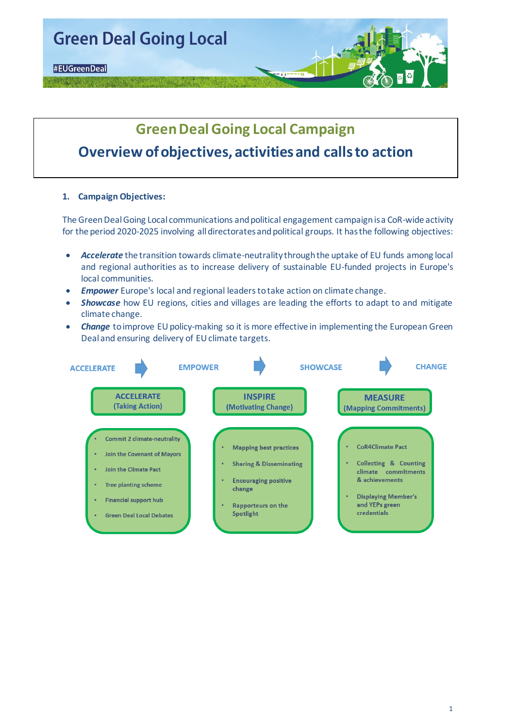# Green Deal Going Local

#EUGreenDeal

## Green Deal Going Local Campaign

## Overview of objectives, activities and calls to action

### 1. Campaign Objectives:

The Green Deal Going Local communications and political engagement campaign is a CoR-wide activity for the period 2020-2025 involving all directorates and political groups. It has the following objectives:

- ***Accelerate*** the transition towards climate-neutrality through the uptake of EU funds among local and regional authorities as to increase delivery of sustainable EU-funded projects in Europe's local communities.
- ***Empower*** Europe's local and regional leaders to take action on climate change.
- ***Showcase*** how EU regions, cities and villages are leading the efforts to adapt to and mitigate climate change.
- ***Change*** to improve EU policy-making so it is more effective in implementing the European Green Deal and ensuring delivery of EU climate targets.

ACCELERATE → EMPOWER → SHOWCASE → CHANGE

**ACCELERATE (Taking Action)**

- Commit 2 climate-neutrality
- Join the Covenant of Mayors
- Join the Climate Pact
- Tree planting scheme
- Financial support hub
- Green Deal Local Debates

**INSPIRE (Motivating Change)**

- Mapping best practices
- Sharing & Disseminating
- Encouraging positive change
- Rapporteurs on the Spotlight

**MEASURE (Mapping Commitments)**

- CoR4Climate Pact
- Collecting & Counting climate commitments & achievements
- Displaying Member's and YEPs green credentials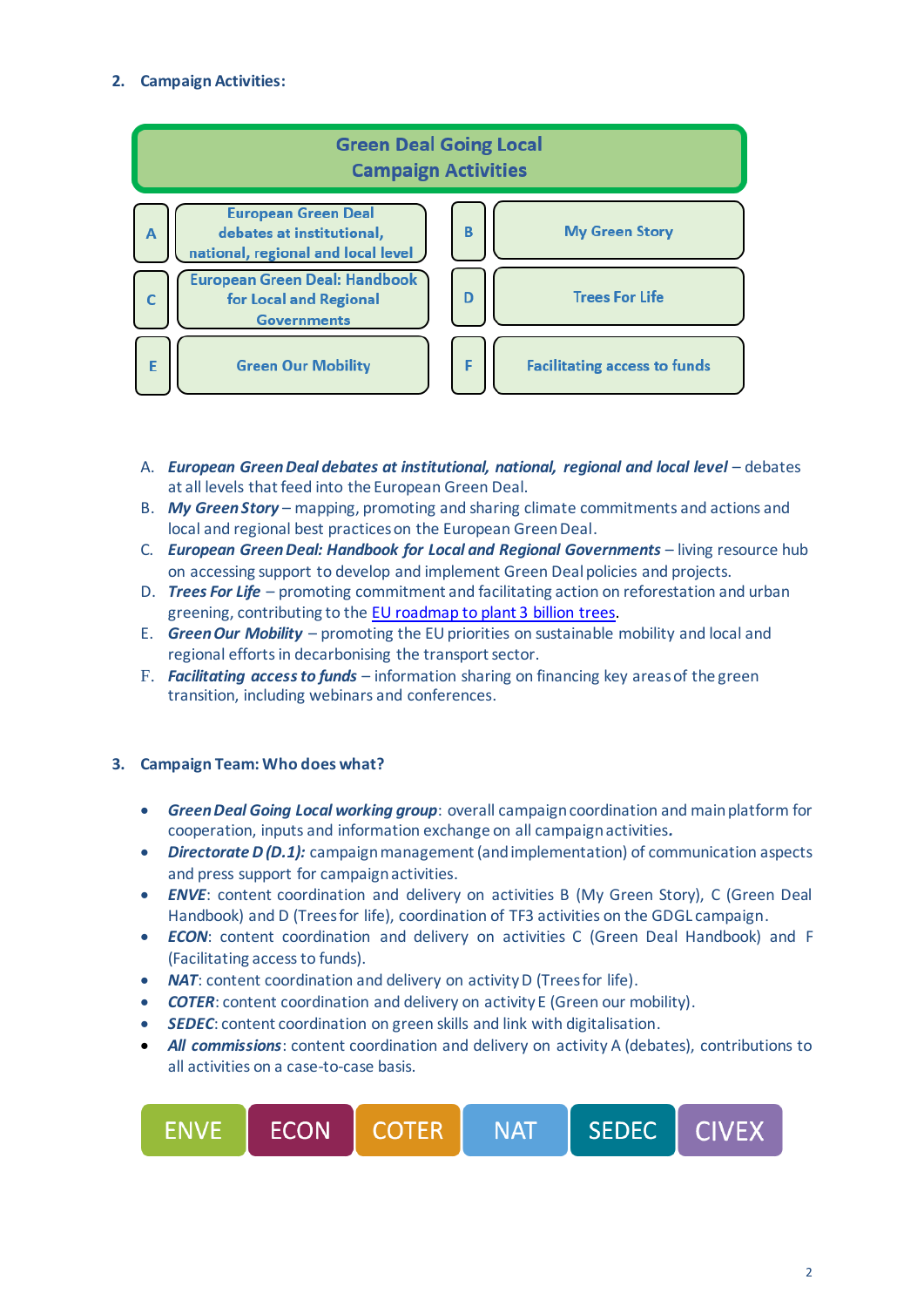## 2. Campaign Activities:

**Green Deal Going Local**
**Campaign Activities**

| | | | |
|---|---|---|---|
| A | European Green Deal debates at institutional, national, regional and local level | B | My Green Story |
| C | European Green Deal: Handbook for Local and Regional Governments | D | Trees For Life |
| E | Green Our Mobility | F | Facilitating access to funds |

A. ***European Green Deal debates at institutional, national, regional and local level*** – debates at all levels that feed into the European Green Deal.
B. ***My Green Story*** – mapping, promoting and sharing climate commitments and actions and local and regional best practices on the European Green Deal.
C. ***European Green Deal: Handbook for Local and Regional Governments*** – living resource hub on accessing support to develop and implement Green Deal policies and projects.
D. ***Trees For Life*** – promoting commitment and facilitating action on reforestation and urban greening, contributing to the EU roadmap to plant 3 billion trees.
E. ***Green Our Mobility*** – promoting the EU priorities on sustainable mobility and local and regional efforts in decarbonising the transport sector.
F. ***Facilitating access to funds*** – information sharing on financing key areas of the green transition, including webinars and conferences.

## 3. Campaign Team: Who does what?

- ***Green Deal Going Local working group***: overall campaign coordination and main platform for cooperation, inputs and information exchange on all campaign activities.
- ***Directorate D (D.1):*** campaign management (and implementation) of communication aspects and press support for campaign activities.
- ***ENVE***: content coordination and delivery on activities B (My Green Story), C (Green Deal Handbook) and D (Trees for life), coordination of TF3 activities on the GDGL campaign.
- ***ECON***: content coordination and delivery on activities C (Green Deal Handbook) and F (Facilitating access to funds).
- ***NAT***: content coordination and delivery on activity D (Trees for life).
- ***COTER***: content coordination and delivery on activity E (Green our mobility).
- ***SEDEC***: content coordination on green skills and link with digitalisation.
- ***All commissions***: content coordination and delivery on activity A (debates), contributions to all activities on a case-to-case basis.

| ENVE | ECON | COTER | NAT | SEDEC | CIVEX |
|---|---|---|---|---|---|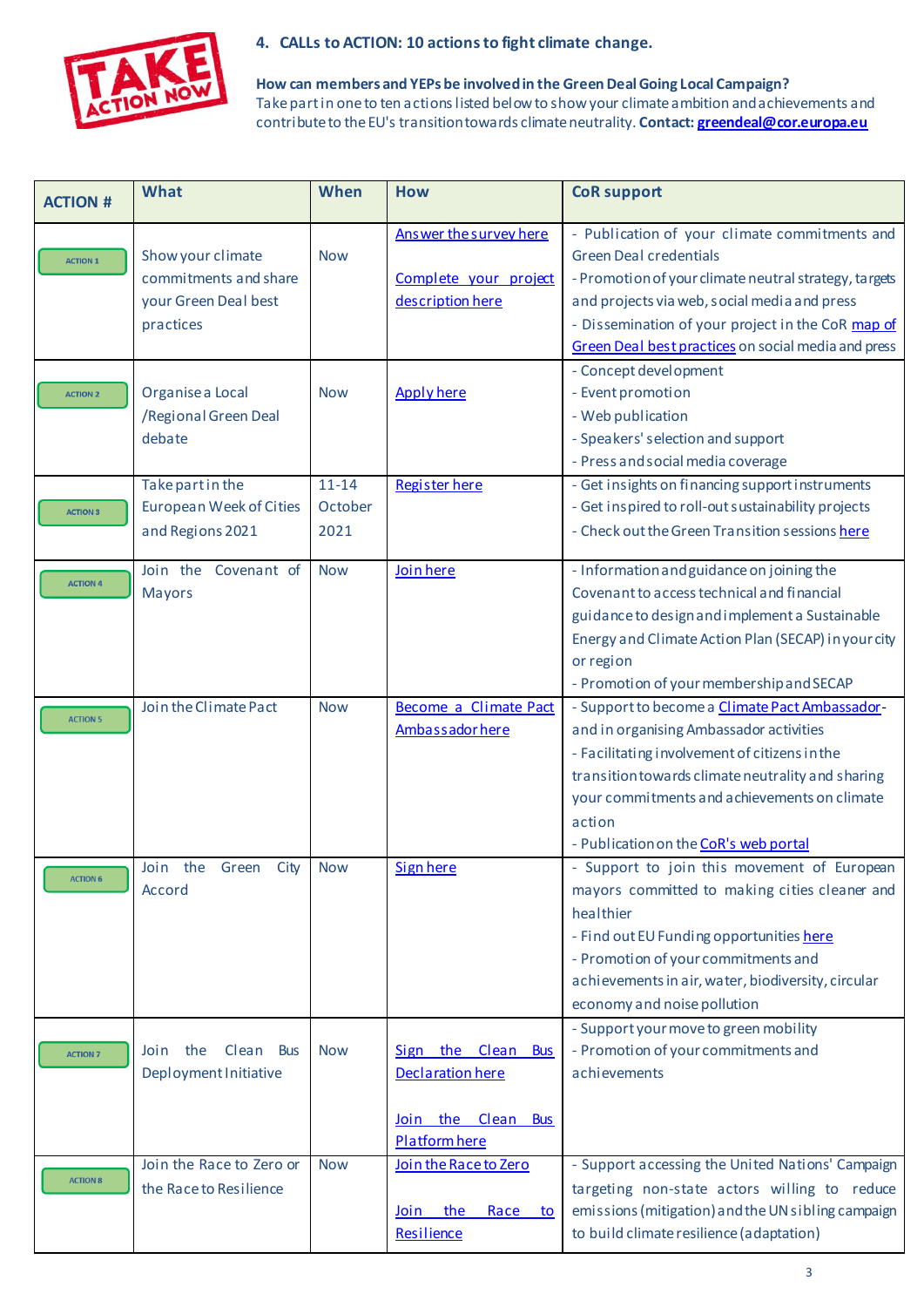## 4. CALLs to ACTION: 10 actions to fight climate change.

**How can members and YEPs be involved in the Green Deal Going Local Campaign?**
Take part in one to ten actions listed below to show your climate ambition and achievements and contribute to the EU's transition towards climate neutrality. **Contact: greendeal@cor.europa.eu**

| ACTION # | What | When | How | CoR support |
|---|---|---|---|---|
| ACTION 1 | Show your climate commitments and share your Green Deal best practices | Now | Answer the survey here<br><br>Complete your project description here | - Publication of your climate commitments and Green Deal credentials<br>- Promotion of your climate neutral strategy, targets and projects via web, social media and press<br>- Dissemination of your project in the CoR map of Green Deal best practices on social media and press |
| ACTION 2 | Organise a Local /Regional Green Deal debate | Now | Apply here | - Concept development<br>- Event promotion<br>- Web publication<br>- Speakers' selection and support<br>- Press and social media coverage |
| ACTION 3 | Take part in the European Week of Cities and Regions 2021 | 11-14 October 2021 | Register here | - Get insights on financing support instruments<br>- Get inspired to roll-out sustainability projects<br>- Check out the Green Transition sessions here |
| ACTION 4 | Join the Covenant of Mayors | Now | Join here | - Information and guidance on joining the Covenant to access technical and financial guidance to design and implement a Sustainable Energy and Climate Action Plan (SECAP) in your city or region<br>- Promotion of your membership and SECAP |
| ACTION 5 | Join the Climate Pact | Now | Become a Climate Pact Ambassador here | - Support to become a Climate Pact Ambassador- and in organising Ambassador activities<br>- Facilitating involvement of citizens in the transition towards climate neutrality and sharing your commitments and achievements on climate action<br>- Publication on the CoR's web portal |
| ACTION 6 | Join the Green City Accord | Now | Sign here | - Support to join this movement of European mayors committed to making cities cleaner and healthier<br>- Find out EU Funding opportunities here<br>- Promotion of your commitments and achievements in air, water, biodiversity, circular economy and noise pollution |
| ACTION 7 | Join the Clean Bus Deployment Initiative | Now | Sign the Clean Bus Declaration here<br><br>Join the Clean Bus Platform here | - Support your move to green mobility<br>- Promotion of your commitments and achievements |
| ACTION 8 | Join the Race to Zero or the Race to Resilience | Now | Join the Race to Zero<br><br>Join the Race to Resilience | - Support accessing the United Nations' Campaign targeting non-state actors willing to reduce emissions (mitigation) and the UN sibling campaign to build climate resilience (adaptation) |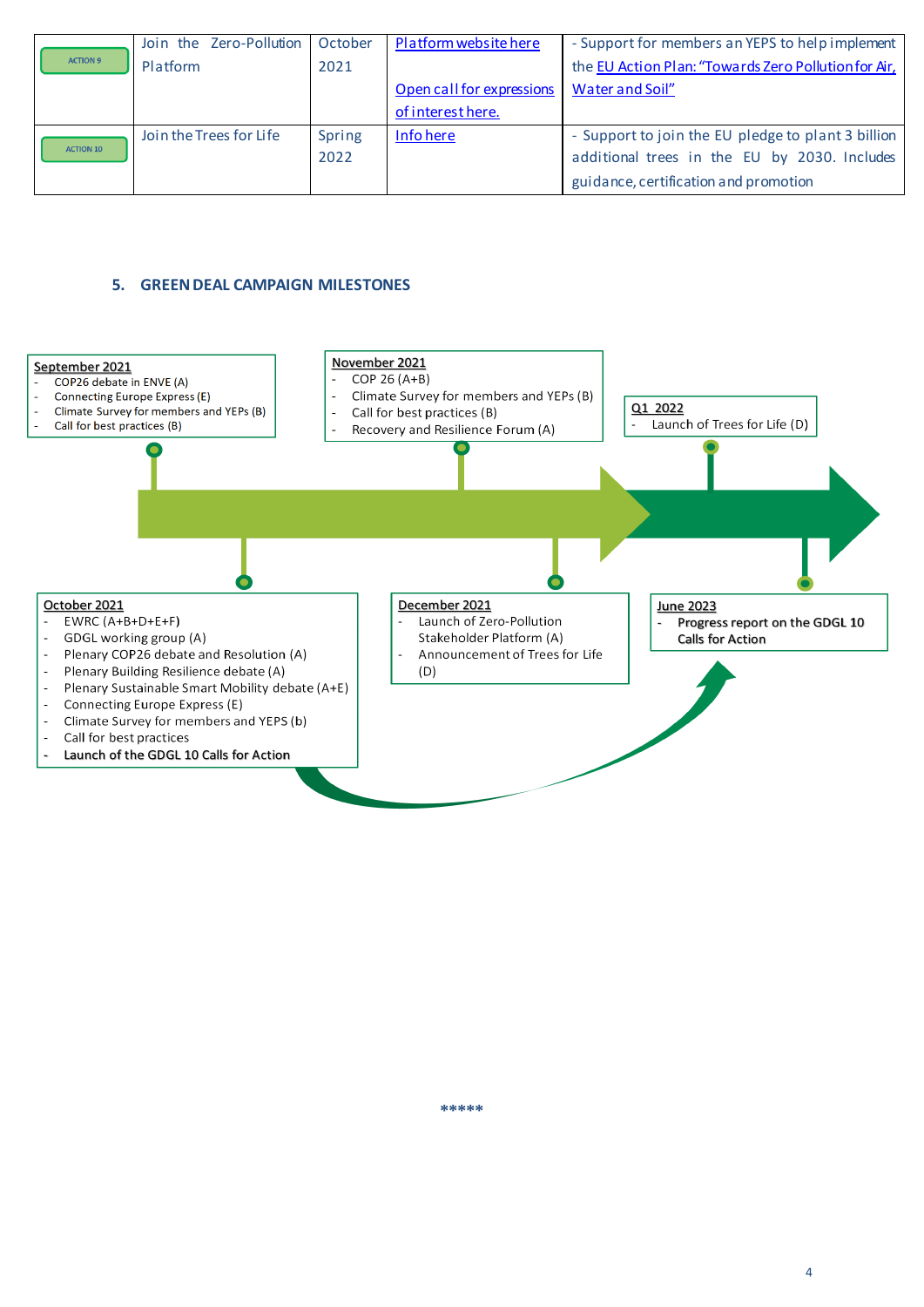| | | | | |
|---|---|---|---|---|
| ACTION 9 | Join the Zero-Pollution Platform | October 2021 | Platform website here<br><br>Open call for expressions of interest here. | - Support for members an YEPS to help implement the EU Action Plan: "Towards Zero Pollution for Air, Water and Soil" |
| ACTION 10 | Join the Trees for Life | Spring 2022 | Info here | - Support to join the EU pledge to plant 3 billion additional trees in the EU by 2030. Includes guidance, certification and promotion |

## 5. GREEN DEAL CAMPAIGN MILESTONES

September 2021
- COP26 debate in ENVE (A)
- Connecting Europe Express (E)
- Climate Survey for members and YEPs (B)
- Call for best practices (B)

November 2021
- COP 26 (A+B)
- Climate Survey for members and YEPs (B)
- Call for best practices (B)
- Recovery and Resilience Forum (A)

Q1 2022
- Launch of Trees for Life (D)

October 2021
- EWRC (A+B+D+E+F)
- GDGL working group (A)
- Plenary COP26 debate and Resolution (A)
- Plenary Building Resilience debate (A)
- Plenary Sustainable Smart Mobility debate (A+E)
- Connecting Europe Express (E)
- Climate Survey for members and YEPS (b)
- Call for best practices
- **Launch of the GDGL 10 Calls for Action**

December 2021
- Launch of Zero-Pollution Stakeholder Platform (A)
- Announcement of Trees for Life (D)

June 2023
- **Progress report on the GDGL 10 Calls for Action**

\*\*\*\*\*